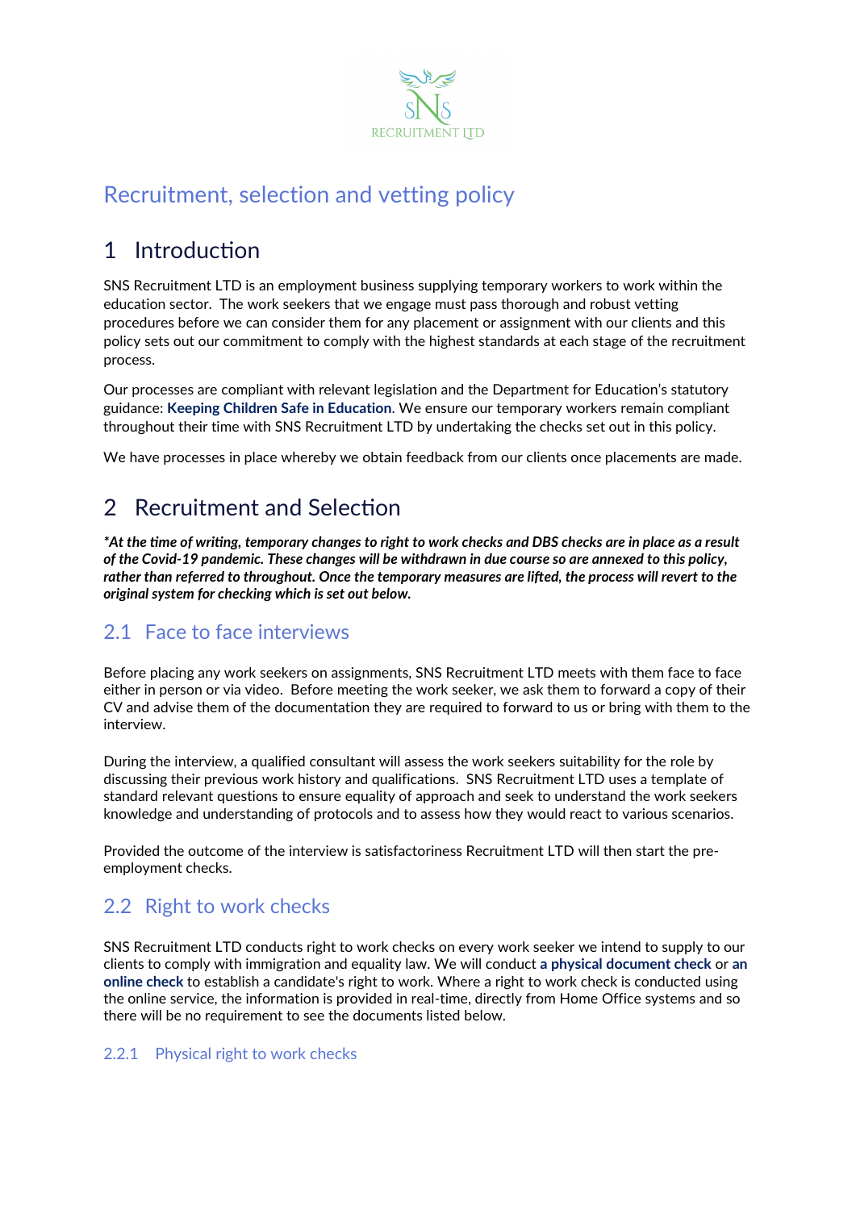SNS RECRUITMENT LTD

# Recruitment, selection and vetting policy

## 1 Introduction

SNS Recruitment LTD is an employment business supplying temporary workers to work within the education sector. The work seekers that we engage must pass thorough and robust vetting procedures before we can consider them for any placement or assignment with our clients and this policy sets out our commitment to comply with the highest standards at each stage of the recruitment process.

Our processes are compliant with relevant legislation and the Department for Education's statutory guidance: **Keeping Children Safe in Education**. We ensure our temporary workers remain compliant throughout their time with SNS Recruitment LTD by undertaking the checks set out in this policy.

We have processes in place whereby we obtain feedback from our clients once placements are made.

## 2 Recruitment and Selection

***At the time of writing, temporary changes to right to work checks and DBS checks are in place as a result of the Covid-19 pandemic. These changes will be withdrawn in due course so are annexed to this policy, rather than referred to throughout. Once the temporary measures are lifted, the process will revert to the original system for checking which is set out below.***

### 2.1 Face to face interviews

Before placing any work seekers on assignments, SNS Recruitment LTD meets with them face to face either in person or via video. Before meeting the work seeker, we ask them to forward a copy of their CV and advise them of the documentation they are required to forward to us or bring with them to the interview.

During the interview, a qualified consultant will assess the work seekers suitability for the role by discussing their previous work history and qualifications. SNS Recruitment LTD uses a template of standard relevant questions to ensure equality of approach and seek to understand the work seekers knowledge and understanding of protocols and to assess how they would react to various scenarios.

Provided the outcome of the interview is satisfactoriness Recruitment LTD will then start the pre-employment checks.

### 2.2 Right to work checks

SNS Recruitment LTD conducts right to work checks on every work seeker we intend to supply to our clients to comply with immigration and equality law. We will conduct **a physical document check** or **an online check** to establish a candidate's right to work. Where a right to work check is conducted using the online service, the information is provided in real-time, directly from Home Office systems and so there will be no requirement to see the documents listed below.

#### 2.2.1 Physical right to work checks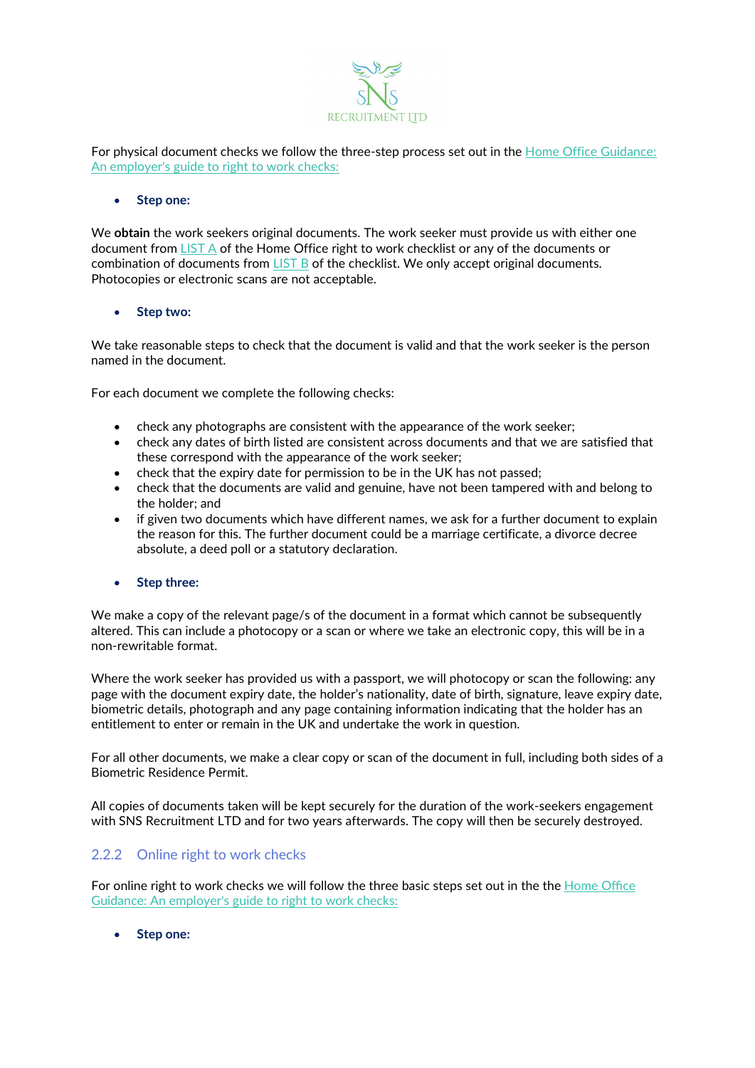For physical document checks we follow the three-step process set out in the [Home Office Guidance: An employer's guide to right to work checks:](#)

- **Step one:**

We **obtain** the work seekers original documents. The work seeker must provide us with either one document from [LIST A](#) of the Home Office right to work checklist or any of the documents or combination of documents from [LIST B](#) of the checklist. We only accept original documents. Photocopies or electronic scans are not acceptable.

- **Step two:**

We take reasonable steps to check that the document is valid and that the work seeker is the person named in the document.

For each document we complete the following checks:

- check any photographs are consistent with the appearance of the work seeker;
- check any dates of birth listed are consistent across documents and that we are satisfied that these correspond with the appearance of the work seeker;
- check that the expiry date for permission to be in the UK has not passed;
- check that the documents are valid and genuine, have not been tampered with and belong to the holder; and
- if given two documents which have different names, we ask for a further document to explain the reason for this. The further document could be a marriage certificate, a divorce decree absolute, a deed poll or a statutory declaration.

- **Step three:**

We make a copy of the relevant page/s of the document in a format which cannot be subsequently altered. This can include a photocopy or a scan or where we take an electronic copy, this will be in a non-rewritable format.

Where the work seeker has provided us with a passport, we will photocopy or scan the following: any page with the document expiry date, the holder's nationality, date of birth, signature, leave expiry date, biometric details, photograph and any page containing information indicating that the holder has an entitlement to enter or remain in the UK and undertake the work in question.

For all other documents, we make a clear copy or scan of the document in full, including both sides of a Biometric Residence Permit.

All copies of documents taken will be kept securely for the duration of the work-seekers engagement with SNS Recruitment LTD and for two years afterwards. The copy will then be securely destroyed.

### 2.2.2 Online right to work checks

For online right to work checks we will follow the three basic steps set out in the the [Home Office Guidance: An employer's guide to right to work checks:](#)

- **Step one:**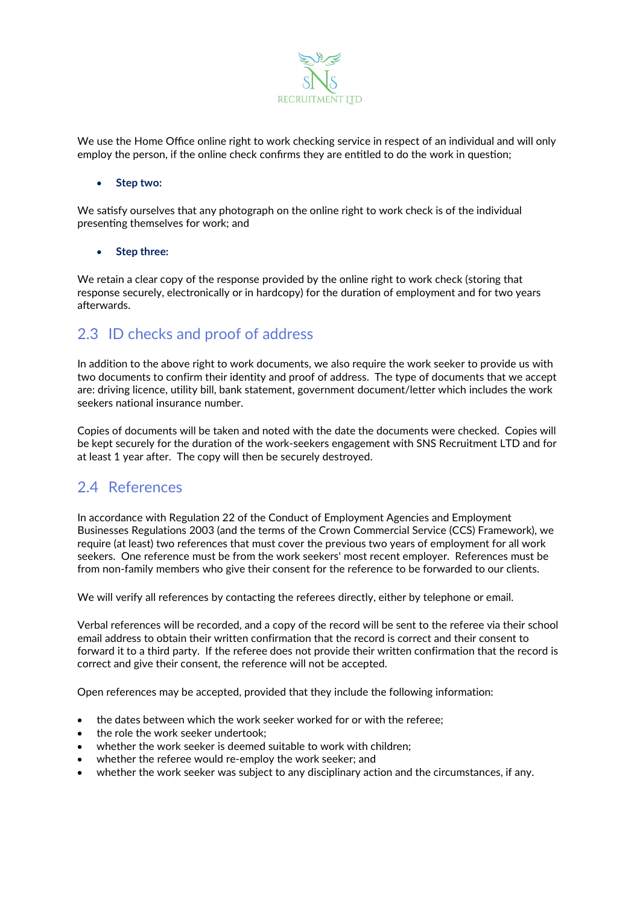We use the Home Office online right to work checking service in respect of an individual and will only employ the person, if the online check confirms they are entitled to do the work in question;

- **Step two:**

We satisfy ourselves that any photograph on the online right to work check is of the individual presenting themselves for work; and

- **Step three:**

We retain a clear copy of the response provided by the online right to work check (storing that response securely, electronically or in hardcopy) for the duration of employment and for two years afterwards.

## 2.3 ID checks and proof of address

In addition to the above right to work documents, we also require the work seeker to provide us with two documents to confirm their identity and proof of address. The type of documents that we accept are: driving licence, utility bill, bank statement, government document/letter which includes the work seekers national insurance number.

Copies of documents will be taken and noted with the date the documents were checked. Copies will be kept securely for the duration of the work-seekers engagement with SNS Recruitment LTD and for at least 1 year after. The copy will then be securely destroyed.

## 2.4 References

In accordance with Regulation 22 of the Conduct of Employment Agencies and Employment Businesses Regulations 2003 (and the terms of the Crown Commercial Service (CCS) Framework), we require (at least) two references that must cover the previous two years of employment for all work seekers. One reference must be from the work seekers' most recent employer. References must be from non-family members who give their consent for the reference to be forwarded to our clients.

We will verify all references by contacting the referees directly, either by telephone or email.

Verbal references will be recorded, and a copy of the record will be sent to the referee via their school email address to obtain their written confirmation that the record is correct and their consent to forward it to a third party. If the referee does not provide their written confirmation that the record is correct and give their consent, the reference will not be accepted.

Open references may be accepted, provided that they include the following information:

- the dates between which the work seeker worked for or with the referee;
- the role the work seeker undertook;
- whether the work seeker is deemed suitable to work with children;
- whether the referee would re-employ the work seeker; and
- whether the work seeker was subject to any disciplinary action and the circumstances, if any.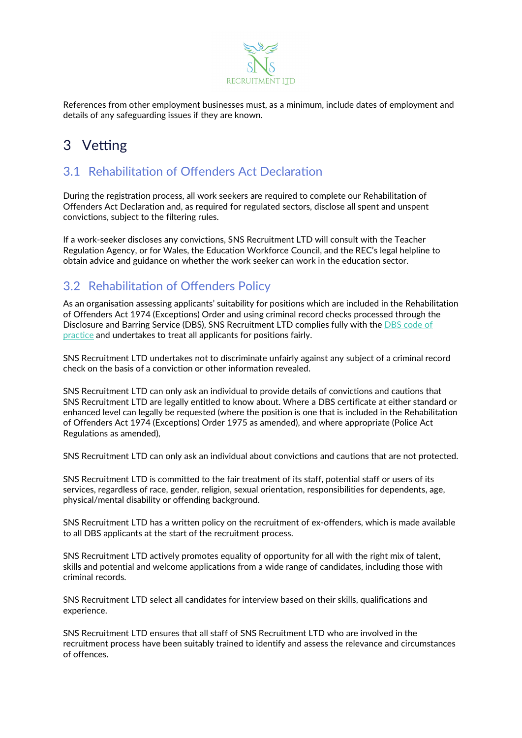References from other employment businesses must, as a minimum, include dates of employment and details of any safeguarding issues if they are known.

# 3 Vetting

## 3.1 Rehabilitation of Offenders Act Declaration

During the registration process, all work seekers are required to complete our Rehabilitation of Offenders Act Declaration and, as required for regulated sectors, disclose all spent and unspent convictions, subject to the filtering rules.

If a work-seeker discloses any convictions, SNS Recruitment LTD will consult with the Teacher Regulation Agency, or for Wales, the Education Workforce Council, and the REC's legal helpline to obtain advice and guidance on whether the work seeker can work in the education sector.

## 3.2 Rehabilitation of Offenders Policy

As an organisation assessing applicants' suitability for positions which are included in the Rehabilitation of Offenders Act 1974 (Exceptions) Order and using criminal record checks processed through the Disclosure and Barring Service (DBS), SNS Recruitment LTD complies fully with the DBS code of practice and undertakes to treat all applicants for positions fairly.

SNS Recruitment LTD undertakes not to discriminate unfairly against any subject of a criminal record check on the basis of a conviction or other information revealed.

SNS Recruitment LTD can only ask an individual to provide details of convictions and cautions that SNS Recruitment LTD are legally entitled to know about. Where a DBS certificate at either standard or enhanced level can legally be requested (where the position is one that is included in the Rehabilitation of Offenders Act 1974 (Exceptions) Order 1975 as amended), and where appropriate (Police Act Regulations as amended),

SNS Recruitment LTD can only ask an individual about convictions and cautions that are not protected.

SNS Recruitment LTD is committed to the fair treatment of its staff, potential staff or users of its services, regardless of race, gender, religion, sexual orientation, responsibilities for dependents, age, physical/mental disability or offending background.

SNS Recruitment LTD has a written policy on the recruitment of ex-offenders, which is made available to all DBS applicants at the start of the recruitment process.

SNS Recruitment LTD actively promotes equality of opportunity for all with the right mix of talent, skills and potential and welcome applications from a wide range of candidates, including those with criminal records.

SNS Recruitment LTD select all candidates for interview based on their skills, qualifications and experience.

SNS Recruitment LTD ensures that all staff of SNS Recruitment LTD who are involved in the recruitment process have been suitably trained to identify and assess the relevance and circumstances of offences.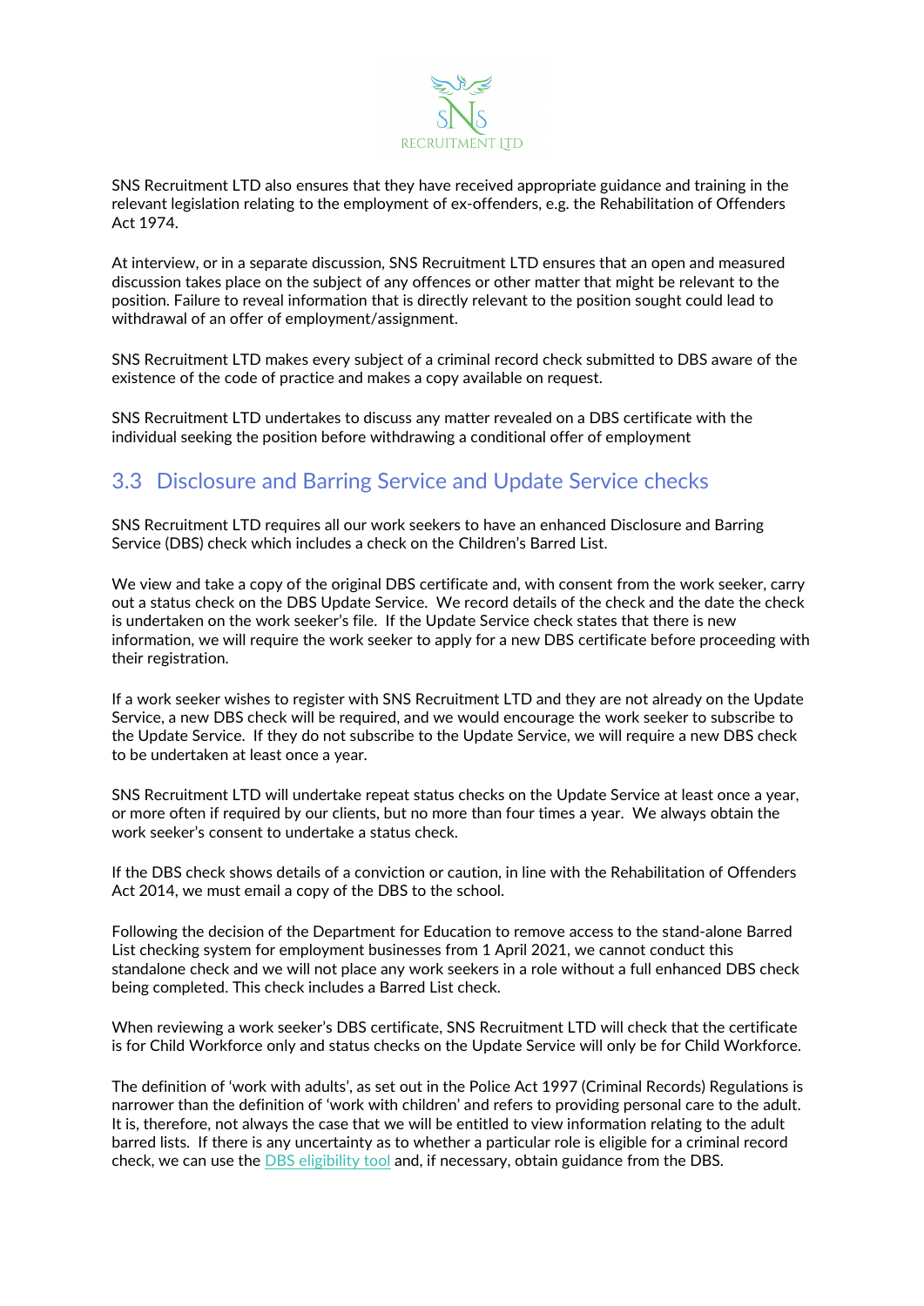SNS Recruitment LTD also ensures that they have received appropriate guidance and training in the relevant legislation relating to the employment of ex-offenders, e.g. the Rehabilitation of Offenders Act 1974.

At interview, or in a separate discussion, SNS Recruitment LTD ensures that an open and measured discussion takes place on the subject of any offences or other matter that might be relevant to the position. Failure to reveal information that is directly relevant to the position sought could lead to withdrawal of an offer of employment/assignment.

SNS Recruitment LTD makes every subject of a criminal record check submitted to DBS aware of the existence of the code of practice and makes a copy available on request.

SNS Recruitment LTD undertakes to discuss any matter revealed on a DBS certificate with the individual seeking the position before withdrawing a conditional offer of employment

## 3.3 Disclosure and Barring Service and Update Service checks

SNS Recruitment LTD requires all our work seekers to have an enhanced Disclosure and Barring Service (DBS) check which includes a check on the Children's Barred List.

We view and take a copy of the original DBS certificate and, with consent from the work seeker, carry out a status check on the DBS Update Service. We record details of the check and the date the check is undertaken on the work seeker's file. If the Update Service check states that there is new information, we will require the work seeker to apply for a new DBS certificate before proceeding with their registration.

If a work seeker wishes to register with SNS Recruitment LTD and they are not already on the Update Service, a new DBS check will be required, and we would encourage the work seeker to subscribe to the Update Service. If they do not subscribe to the Update Service, we will require a new DBS check to be undertaken at least once a year.

SNS Recruitment LTD will undertake repeat status checks on the Update Service at least once a year, or more often if required by our clients, but no more than four times a year. We always obtain the work seeker's consent to undertake a status check.

If the DBS check shows details of a conviction or caution, in line with the Rehabilitation of Offenders Act 2014, we must email a copy of the DBS to the school.

Following the decision of the Department for Education to remove access to the stand-alone Barred List checking system for employment businesses from 1 April 2021, we cannot conduct this standalone check and we will not place any work seekers in a role without a full enhanced DBS check being completed. This check includes a Barred List check.

When reviewing a work seeker's DBS certificate, SNS Recruitment LTD will check that the certificate is for Child Workforce only and status checks on the Update Service will only be for Child Workforce.

The definition of 'work with adults', as set out in the Police Act 1997 (Criminal Records) Regulations is narrower than the definition of 'work with children' and refers to providing personal care to the adult. It is, therefore, not always the case that we will be entitled to view information relating to the adult barred lists. If there is any uncertainty as to whether a particular role is eligible for a criminal record check, we can use the DBS eligibility tool and, if necessary, obtain guidance from the DBS.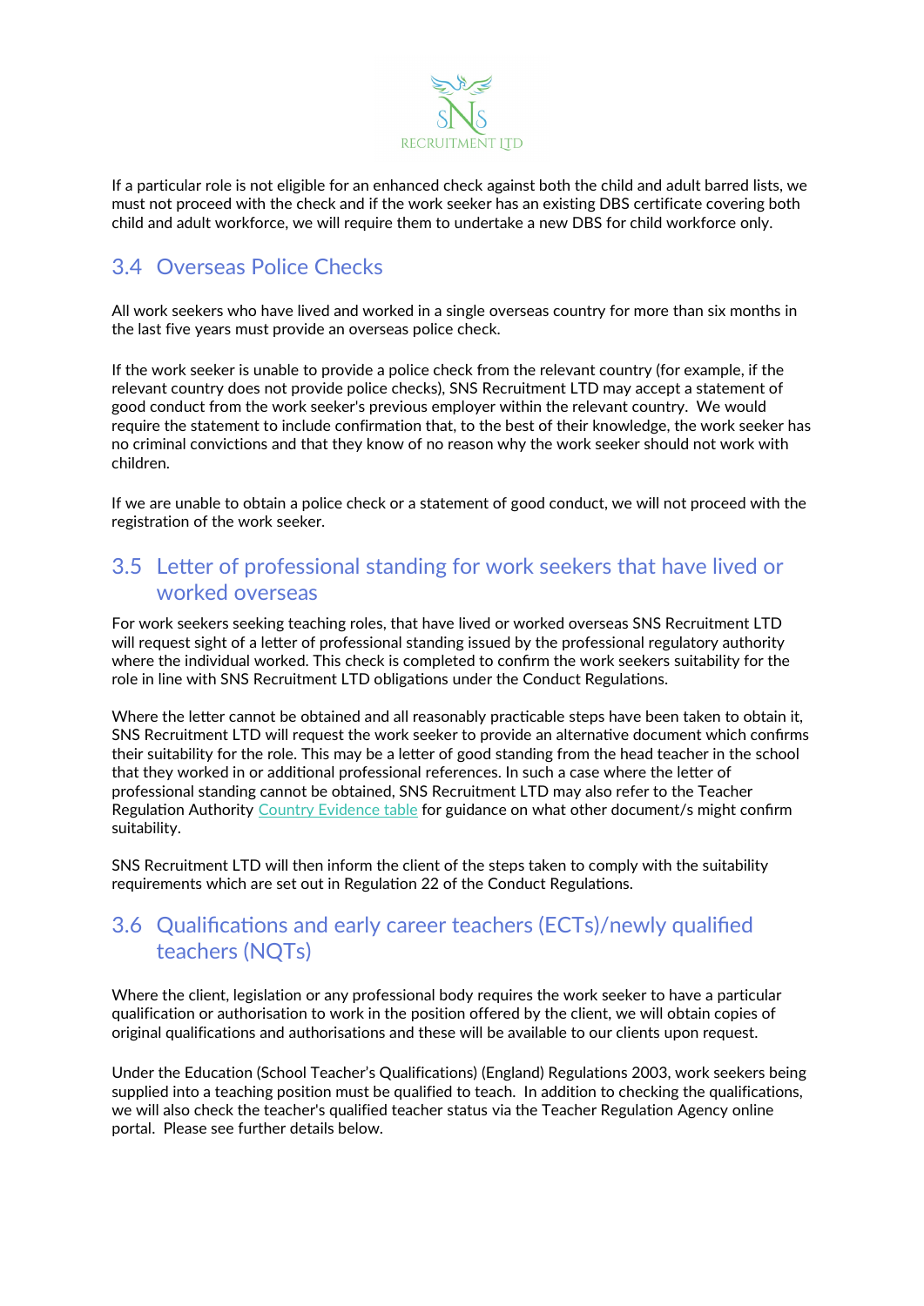If a particular role is not eligible for an enhanced check against both the child and adult barred lists, we must not proceed with the check and if the work seeker has an existing DBS certificate covering both child and adult workforce, we will require them to undertake a new DBS for child workforce only.

## 3.4 Overseas Police Checks

All work seekers who have lived and worked in a single overseas country for more than six months in the last five years must provide an overseas police check.

If the work seeker is unable to provide a police check from the relevant country (for example, if the relevant country does not provide police checks), SNS Recruitment LTD may accept a statement of good conduct from the work seeker's previous employer within the relevant country. We would require the statement to include confirmation that, to the best of their knowledge, the work seeker has no criminal convictions and that they know of no reason why the work seeker should not work with children.

If we are unable to obtain a police check or a statement of good conduct, we will not proceed with the registration of the work seeker.

## 3.5 Letter of professional standing for work seekers that have lived or worked overseas

For work seekers seeking teaching roles, that have lived or worked overseas SNS Recruitment LTD will request sight of a letter of professional standing issued by the professional regulatory authority where the individual worked. This check is completed to confirm the work seekers suitability for the role in line with SNS Recruitment LTD obligations under the Conduct Regulations.

Where the letter cannot be obtained and all reasonably practicable steps have been taken to obtain it, SNS Recruitment LTD will request the work seeker to provide an alternative document which confirms their suitability for the role. This may be a letter of good standing from the head teacher in the school that they worked in or additional professional references. In such a case where the letter of professional standing cannot be obtained, SNS Recruitment LTD may also refer to the Teacher Regulation Authority Country Evidence table for guidance on what other document/s might confirm suitability.

SNS Recruitment LTD will then inform the client of the steps taken to comply with the suitability requirements which are set out in Regulation 22 of the Conduct Regulations.

## 3.6 Qualifications and early career teachers (ECTs)/newly qualified teachers (NQTs)

Where the client, legislation or any professional body requires the work seeker to have a particular qualification or authorisation to work in the position offered by the client, we will obtain copies of original qualifications and authorisations and these will be available to our clients upon request.

Under the Education (School Teacher's Qualifications) (England) Regulations 2003, work seekers being supplied into a teaching position must be qualified to teach. In addition to checking the qualifications, we will also check the teacher's qualified teacher status via the Teacher Regulation Agency online portal. Please see further details below.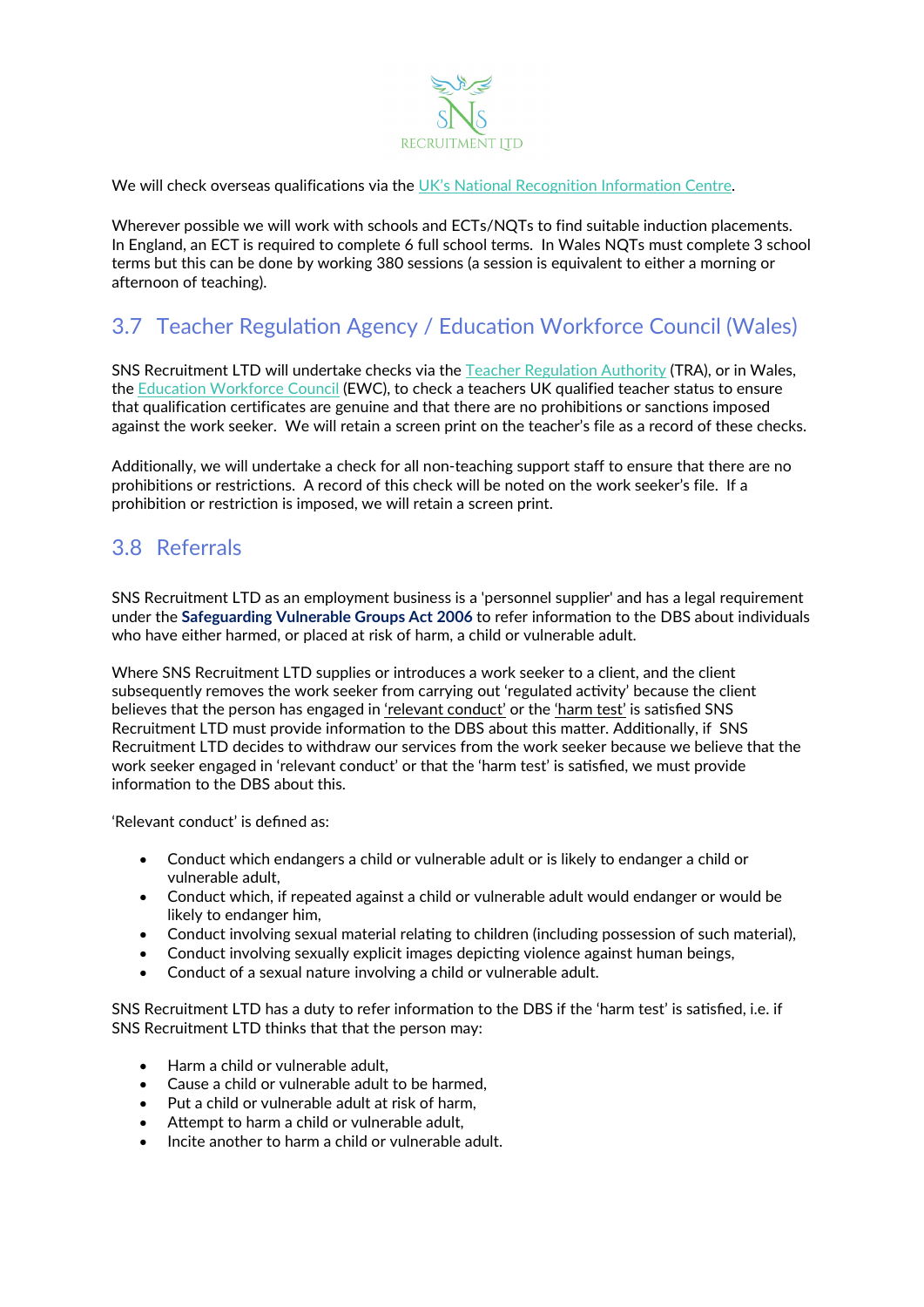We will check overseas qualifications via the UK's National Recognition Information Centre.

Wherever possible we will work with schools and ECTs/NQTs to find suitable induction placements. In England, an ECT is required to complete 6 full school terms. In Wales NQTs must complete 3 school terms but this can be done by working 380 sessions (a session is equivalent to either a morning or afternoon of teaching).

## 3.7 Teacher Regulation Agency / Education Workforce Council (Wales)

SNS Recruitment LTD will undertake checks via the Teacher Regulation Authority (TRA), or in Wales, the Education Workforce Council (EWC), to check a teachers UK qualified teacher status to ensure that qualification certificates are genuine and that there are no prohibitions or sanctions imposed against the work seeker. We will retain a screen print on the teacher's file as a record of these checks.

Additionally, we will undertake a check for all non-teaching support staff to ensure that there are no prohibitions or restrictions. A record of this check will be noted on the work seeker's file. If a prohibition or restriction is imposed, we will retain a screen print.

## 3.8 Referrals

SNS Recruitment LTD as an employment business is a 'personnel supplier' and has a legal requirement under the **Safeguarding Vulnerable Groups Act 2006** to refer information to the DBS about individuals who have either harmed, or placed at risk of harm, a child or vulnerable adult.

Where SNS Recruitment LTD supplies or introduces a work seeker to a client, and the client subsequently removes the work seeker from carrying out 'regulated activity' because the client believes that the person has engaged in 'relevant conduct' or the 'harm test' is satisfied SNS Recruitment LTD must provide information to the DBS about this matter. Additionally, if SNS Recruitment LTD decides to withdraw our services from the work seeker because we believe that the work seeker engaged in 'relevant conduct' or that the 'harm test' is satisfied, we must provide information to the DBS about this.

'Relevant conduct' is defined as:

- Conduct which endangers a child or vulnerable adult or is likely to endanger a child or vulnerable adult,
- Conduct which, if repeated against a child or vulnerable adult would endanger or would be likely to endanger him,
- Conduct involving sexual material relating to children (including possession of such material),
- Conduct involving sexually explicit images depicting violence against human beings,
- Conduct of a sexual nature involving a child or vulnerable adult.

SNS Recruitment LTD has a duty to refer information to the DBS if the 'harm test' is satisfied, i.e. if SNS Recruitment LTD thinks that that the person may:

- Harm a child or vulnerable adult,
- Cause a child or vulnerable adult to be harmed,
- Put a child or vulnerable adult at risk of harm,
- Attempt to harm a child or vulnerable adult,
- Incite another to harm a child or vulnerable adult.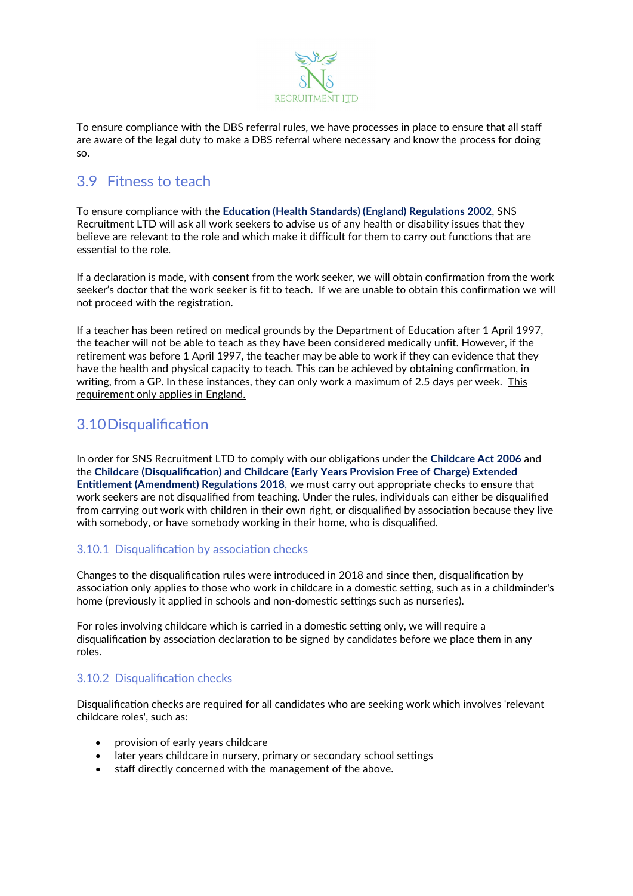To ensure compliance with the DBS referral rules, we have processes in place to ensure that all staff are aware of the legal duty to make a DBS referral where necessary and know the process for doing so.

## 3.9 Fitness to teach

To ensure compliance with the **Education (Health Standards) (England) Regulations 2002**, SNS Recruitment LTD will ask all work seekers to advise us of any health or disability issues that they believe are relevant to the role and which make it difficult for them to carry out functions that are essential to the role.

If a declaration is made, with consent from the work seeker, we will obtain confirmation from the work seeker's doctor that the work seeker is fit to teach. If we are unable to obtain this confirmation we will not proceed with the registration.

If a teacher has been retired on medical grounds by the Department of Education after 1 April 1997, the teacher will not be able to teach as they have been considered medically unfit. However, if the retirement was before 1 April 1997, the teacher may be able to work if they can evidence that they have the health and physical capacity to teach. This can be achieved by obtaining confirmation, in writing, from a GP. In these instances, they can only work a maximum of 2.5 days per week. This requirement only applies in England.

## 3.10 Disqualification

In order for SNS Recruitment LTD to comply with our obligations under the **Childcare Act 2006** and the **Childcare (Disqualification) and Childcare (Early Years Provision Free of Charge) Extended Entitlement (Amendment) Regulations 2018**, we must carry out appropriate checks to ensure that work seekers are not disqualified from teaching. Under the rules, individuals can either be disqualified from carrying out work with children in their own right, or disqualified by association because they live with somebody, or have somebody working in their home, who is disqualified.

### 3.10.1 Disqualification by association checks

Changes to the disqualification rules were introduced in 2018 and since then, disqualification by association only applies to those who work in childcare in a domestic setting, such as in a childminder's home (previously it applied in schools and non-domestic settings such as nurseries).

For roles involving childcare which is carried in a domestic setting only, we will require a disqualification by association declaration to be signed by candidates before we place them in any roles.

### 3.10.2 Disqualification checks

Disqualification checks are required for all candidates who are seeking work which involves 'relevant childcare roles', such as:

- provision of early years childcare
- later years childcare in nursery, primary or secondary school settings
- staff directly concerned with the management of the above.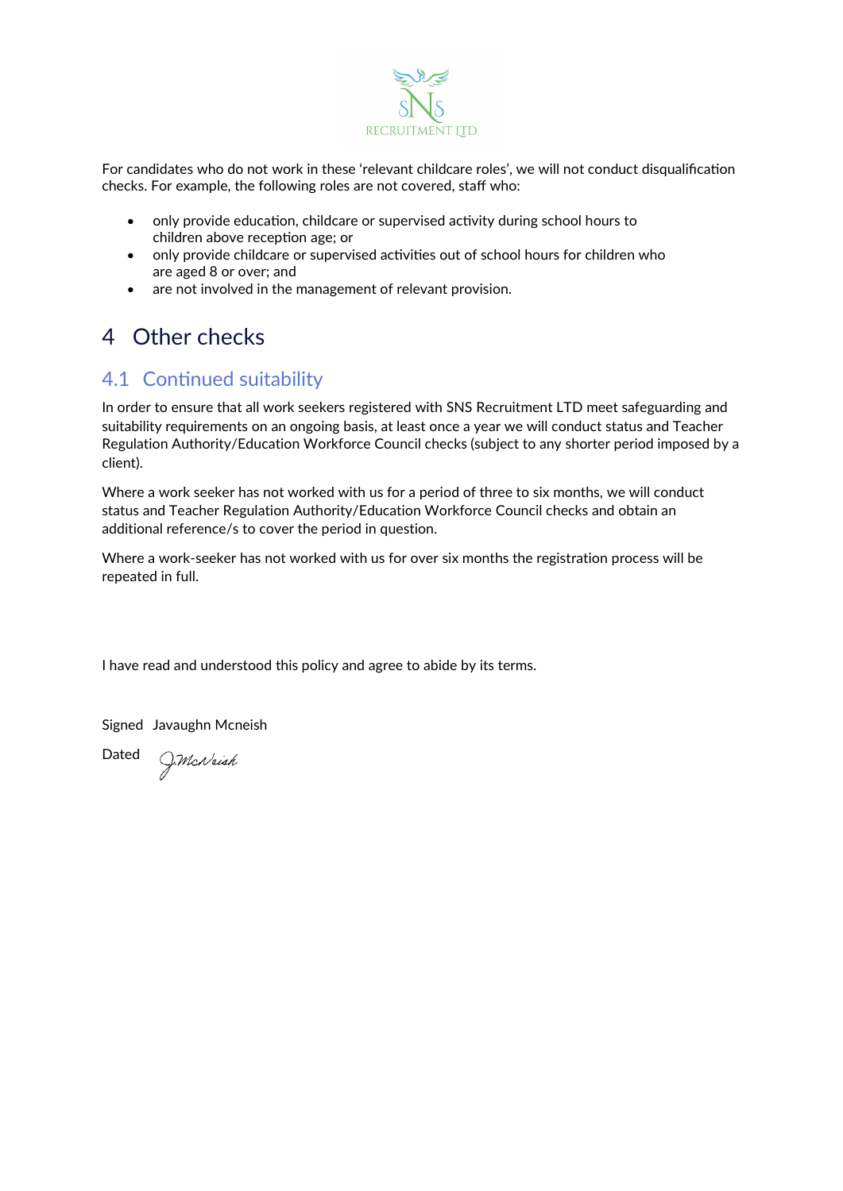For candidates who do not work in these 'relevant childcare roles', we will not conduct disqualification checks. For example, the following roles are not covered, staff who:

- only provide education, childcare or supervised activity during school hours to children above reception age; or
- only provide childcare or supervised activities out of school hours for children who are aged 8 or over; and
- are not involved in the management of relevant provision.

# 4 Other checks

## 4.1 Continued suitability

In order to ensure that all work seekers registered with SNS Recruitment LTD meet safeguarding and suitability requirements on an ongoing basis, at least once a year we will conduct status and Teacher Regulation Authority/Education Workforce Council checks (subject to any shorter period imposed by a client).

Where a work seeker has not worked with us for a period of three to six months, we will conduct status and Teacher Regulation Authority/Education Workforce Council checks and obtain an additional reference/s to cover the period in question.

Where a work-seeker has not worked with us for over six months the registration process will be repeated in full.

I have read and understood this policy and agree to abide by its terms.

Signed Javaughn Mcneish

Dated J.McNeish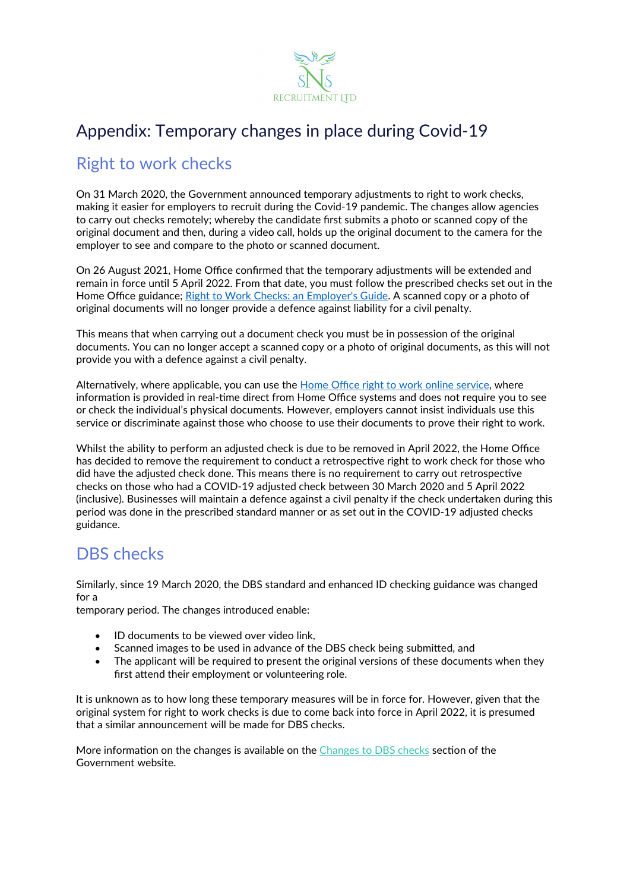# Appendix: Temporary changes in place during Covid-19

## Right to work checks

On 31 March 2020, the Government announced temporary adjustments to right to work checks, making it easier for employers to recruit during the Covid-19 pandemic. The changes allow agencies to carry out checks remotely; whereby the candidate first submits a photo or scanned copy of the original document and then, during a video call, holds up the original document to the camera for the employer to see and compare to the photo or scanned document.

On 26 August 2021, Home Office confirmed that the temporary adjustments will be extended and remain in force until 5 April 2022. From that date, you must follow the prescribed checks set out in the Home Office guidance; [Right to Work Checks: an Employer's Guide](). A scanned copy or a photo of original documents will no longer provide a defence against liability for a civil penalty.

This means that when carrying out a document check you must be in possession of the original documents. You can no longer accept a scanned copy or a photo of original documents, as this will not provide you with a defence against a civil penalty.

Alternatively, where applicable, you can use the [Home Office right to work online service](), where information is provided in real-time direct from Home Office systems and does not require you to see or check the individual's physical documents. However, employers cannot insist individuals use this service or discriminate against those who choose to use their documents to prove their right to work.

Whilst the ability to perform an adjusted check is due to be removed in April 2022, the Home Office has decided to remove the requirement to conduct a retrospective right to work check for those who did have the adjusted check done. This means there is no requirement to carry out retrospective checks on those who had a COVID-19 adjusted check between 30 March 2020 and 5 April 2022 (inclusive). Businesses will maintain a defence against a civil penalty if the check undertaken during this period was done in the prescribed standard manner or as set out in the COVID-19 adjusted checks guidance.

## DBS checks

Similarly, since 19 March 2020, the DBS standard and enhanced ID checking guidance was changed for a
temporary period. The changes introduced enable:

- ID documents to be viewed over video link,
- Scanned images to be used in advance of the DBS check being submitted, and
- The applicant will be required to present the original versions of these documents when they first attend their employment or volunteering role.

It is unknown as to how long these temporary measures will be in force for. However, given that the original system for right to work checks is due to come back into force in April 2022, it is presumed that a similar announcement will be made for DBS checks.

More information on the changes is available on the [Changes to DBS checks]() section of the Government website.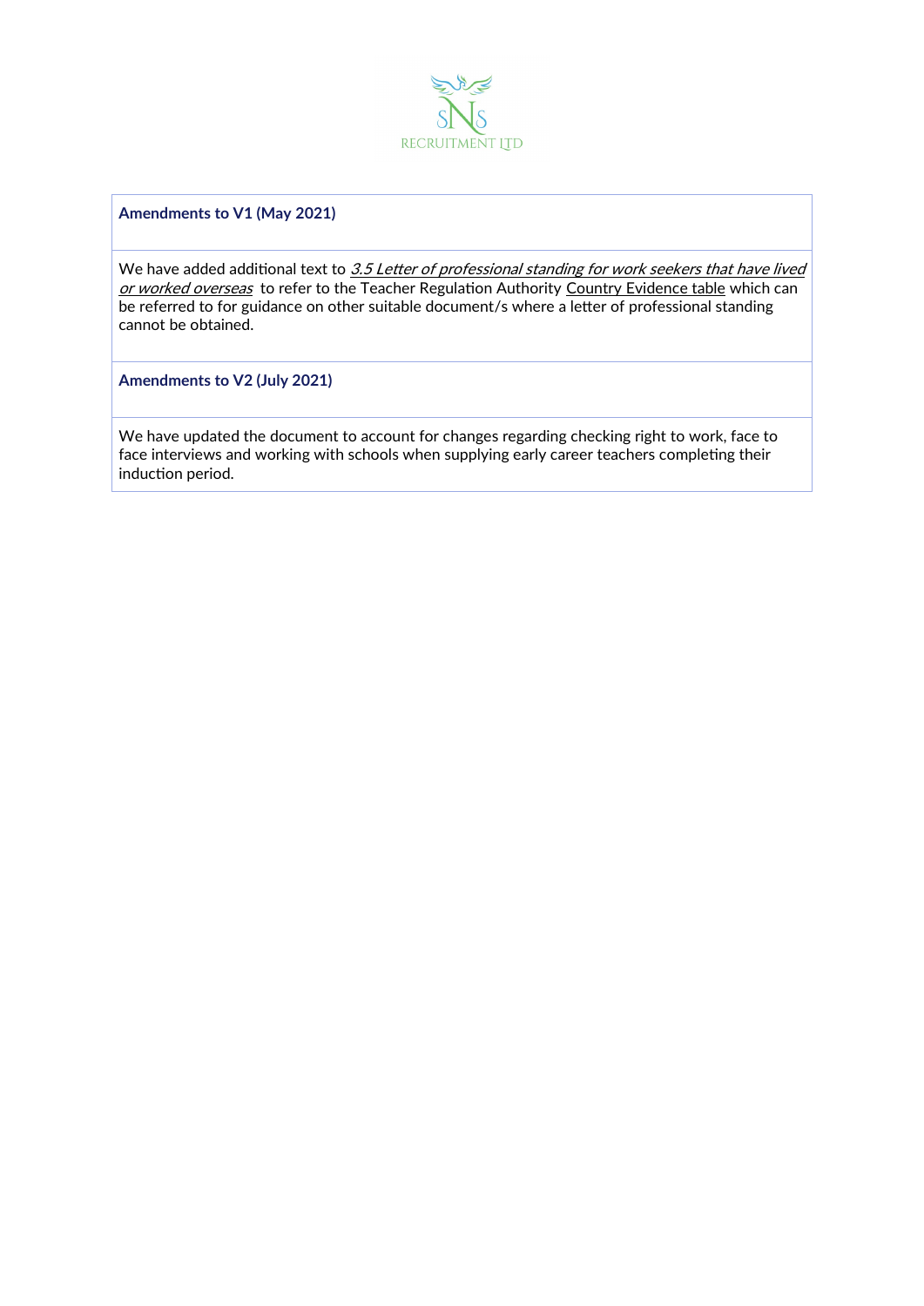| Amendments to V1 (May 2021) |
| --- |
| We have added additional text to *3.5 Letter of professional standing for work seekers that have lived or worked overseas* to refer to the Teacher Regulation Authority Country Evidence table which can be referred to for guidance on other suitable document/s where a letter of professional standing cannot be obtained. |
| **Amendments to V2 (July 2021)** |
| We have updated the document to account for changes regarding checking right to work, face to face interviews and working with schools when supplying early career teachers completing their induction period. |